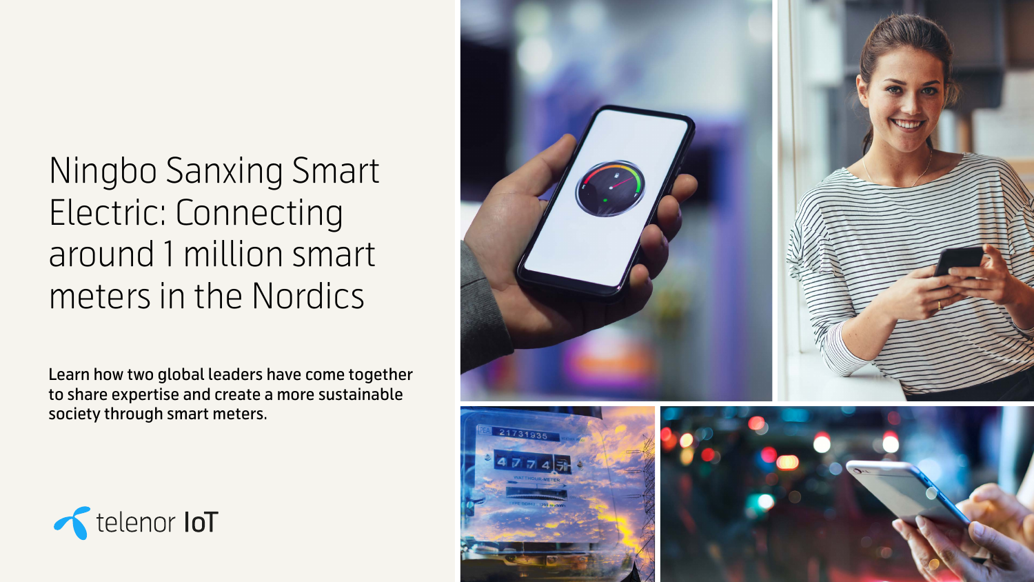# Ningbo Sanxing Smart Electric: Connecting around 1 million smart meters in the Nordics

Learn how two global leaders have come together to share expertise and create a more sustainable society through smart meters.

telenor IoT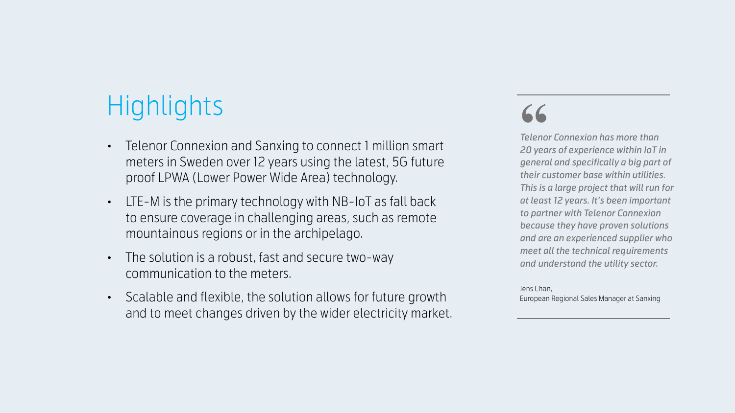# Highlights

- Telenor Connexion and Sanxing to connect 1 million smart meters in Sweden over 12 years using the latest, 5G future proof LPWA (Lower Power Wide Area) technology.
- LTE-M is the primary technology with NB-IoT as fall back to ensure coverage in challenging areas, such as remote mountainous regions or in the archipelago.
- The solution is a robust, fast and secure two-way communication to the meters.
- Scalable and flexible, the solution allows for future growth and to meet changes driven by the wider electricity market.

> *Telenor Connexion has more than 20 years of experience within IoT in general and specifically a big part of their customer base within utilities. This is a large project that will run for at least 12 years. It's been important to partner with Telenor Connexion because they have proven solutions and are an experienced supplier who meet all the technical requirements and understand the utility sector.*
>
> Jens Chan,
> European Regional Sales Manager at Sanxing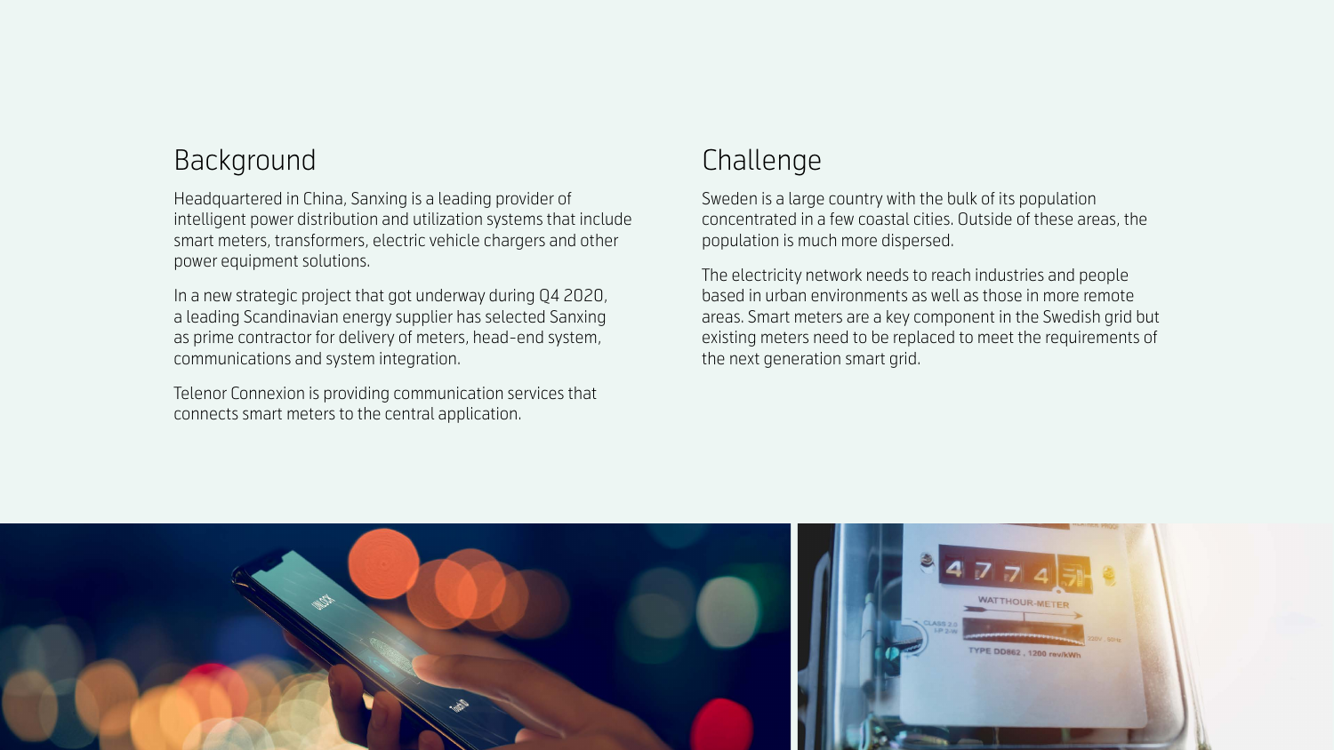## Background

Headquartered in China, Sanxing is a leading provider of intelligent power distribution and utilization systems that include smart meters, transformers, electric vehicle chargers and other power equipment solutions.

In a new strategic project that got underway during Q4 2020, a leading Scandinavian energy supplier has selected Sanxing as prime contractor for delivery of meters, head-end system, communications and system integration.

Telenor Connexion is providing communication services that connects smart meters to the central application.

## Challenge

Sweden is a large country with the bulk of its population concentrated in a few coastal cities. Outside of these areas, the population is much more dispersed.

The electricity network needs to reach industries and people based in urban environments as well as those in more remote areas. Smart meters are a key component in the Swedish grid but existing meters need to be replaced to meet the requirements of the next generation smart grid.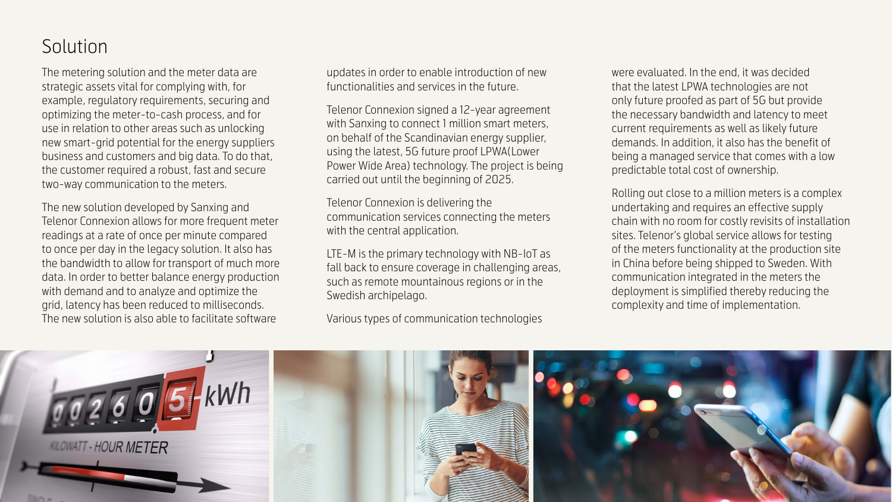# Solution

The metering solution and the meter data are strategic assets vital for complying with, for example, regulatory requirements, securing and optimizing the meter-to-cash process, and for use in relation to other areas such as unlocking new smart-grid potential for the energy suppliers business and customers and big data. To do that, the customer required a robust, fast and secure two-way communication to the meters.

The new solution developed by Sanxing and Telenor Connexion allows for more frequent meter readings at a rate of once per minute compared to once per day in the legacy solution. It also has the bandwidth to allow for transport of much more data. In order to better balance energy production with demand and to analyze and optimize the grid, latency has been reduced to milliseconds. The new solution is also able to facilitate software updates in order to enable introduction of new functionalities and services in the future.

Telenor Connexion signed a 12-year agreement with Sanxing to connect 1 million smart meters, on behalf of the Scandinavian energy supplier, using the latest, 5G future proof LPWA(Lower Power Wide Area) technology. The project is being carried out until the beginning of 2025.

Telenor Connexion is delivering the communication services connecting the meters with the central application.

LTE-M is the primary technology with NB-IoT as fall back to ensure coverage in challenging areas, such as remote mountainous regions or in the Swedish archipelago.

Various types of communication technologies were evaluated. In the end, it was decided that the latest LPWA technologies are not only future proofed as part of 5G but provide the necessary bandwidth and latency to meet current requirements as well as likely future demands. In addition, it also has the benefit of being a managed service that comes with a low predictable total cost of ownership.

Rolling out close to a million meters is a complex undertaking and requires an effective supply chain with no room for costly revisits of installation sites. Telenor's global service allows for testing of the meters functionality at the production site in China before being shipped to Sweden. With communication integrated in the meters the deployment is simplified thereby reducing the complexity and time of implementation.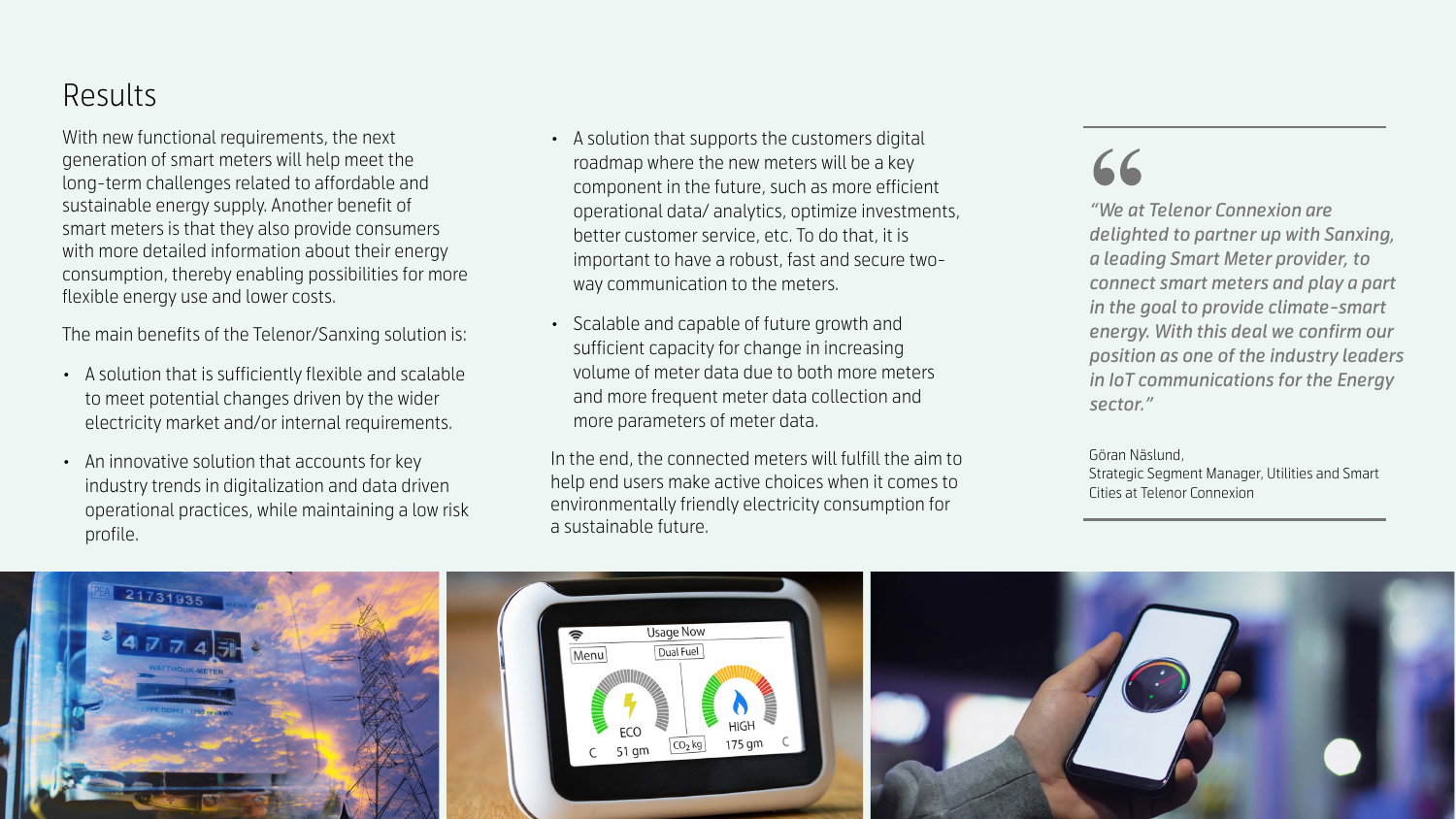# Results

With new functional requirements, the next generation of smart meters will help meet the long-term challenges related to affordable and sustainable energy supply. Another benefit of smart meters is that they also provide consumers with more detailed information about their energy consumption, thereby enabling possibilities for more flexible energy use and lower costs.

The main benefits of the Telenor/Sanxing solution is:

- A solution that is sufficiently flexible and scalable to meet potential changes driven by the wider electricity market and/or internal requirements.
- An innovative solution that accounts for key industry trends in digitalization and data driven operational practices, while maintaining a low risk profile.
- A solution that supports the customers digital roadmap where the new meters will be a key component in the future, such as more efficient operational data/ analytics, optimize investments, better customer service, etc. To do that, it is important to have a robust, fast and secure two-way communication to the meters.
- Scalable and capable of future growth and sufficient capacity for change in increasing volume of meter data due to both more meters and more frequent meter data collection and more parameters of meter data.

In the end, the connected meters will fulfill the aim to help end users make active choices when it comes to environmentally friendly electricity consumption for a sustainable future.

> *"We at Telenor Connexion are delighted to partner up with Sanxing, a leading Smart Meter provider, to connect smart meters and play a part in the goal to provide climate-smart energy. With this deal we confirm our position as one of the industry leaders in IoT communications for the Energy sector."*
>
> Göran Näslund,
> Strategic Segment Manager, Utilities and Smart Cities at Telenor Connexion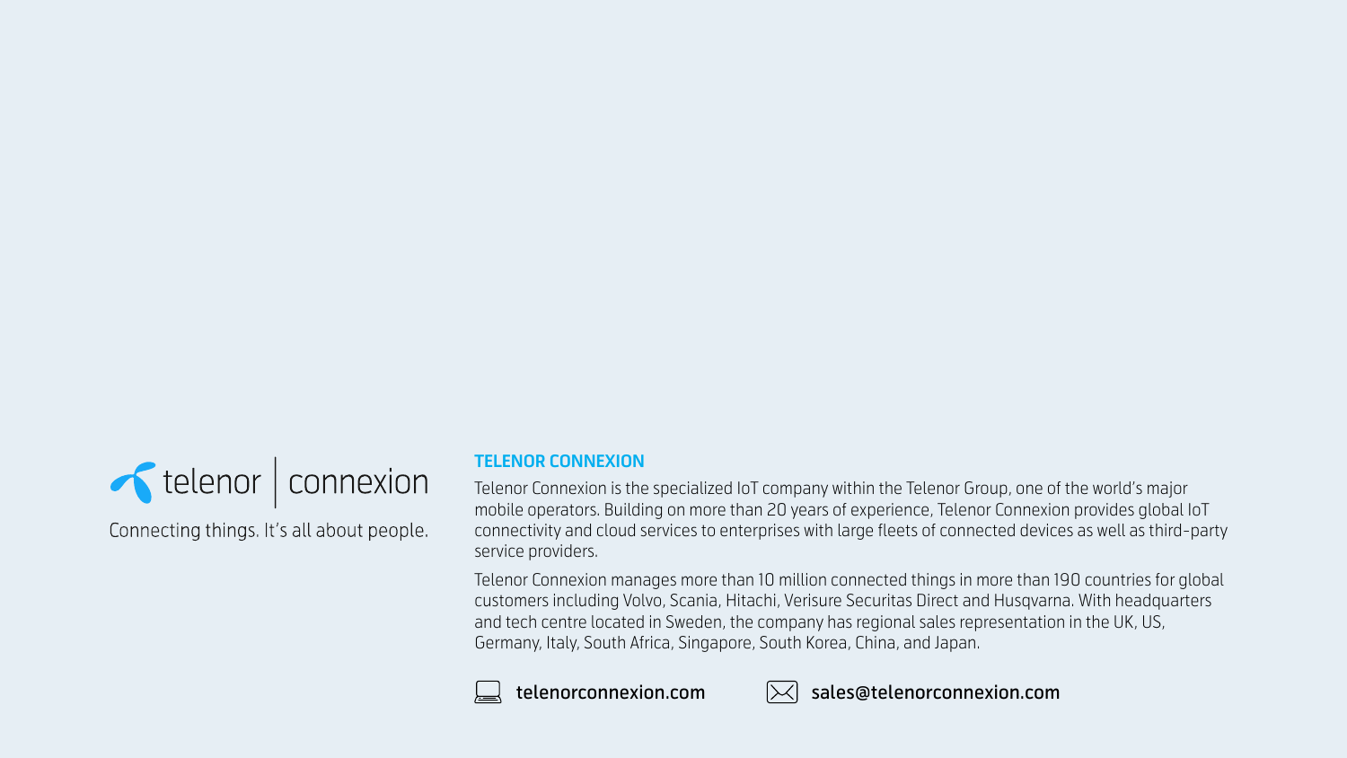telenor | connexion

Connecting things. It's all about people.

## TELENOR CONNEXION

Telenor Connexion is the specialized IoT company within the Telenor Group, one of the world's major mobile operators. Building on more than 20 years of experience, Telenor Connexion provides global IoT connectivity and cloud services to enterprises with large fleets of connected devices as well as third-party service providers.

Telenor Connexion manages more than 10 million connected things in more than 190 countries for global customers including Volvo, Scania, Hitachi, Verisure Securitas Direct and Husqvarna. With headquarters and tech centre located in Sweden, the company has regional sales representation in the UK, US, Germany, Italy, South Africa, Singapore, South Korea, China, and Japan.

telenorconnexion.com

sales@telenorconnexion.com